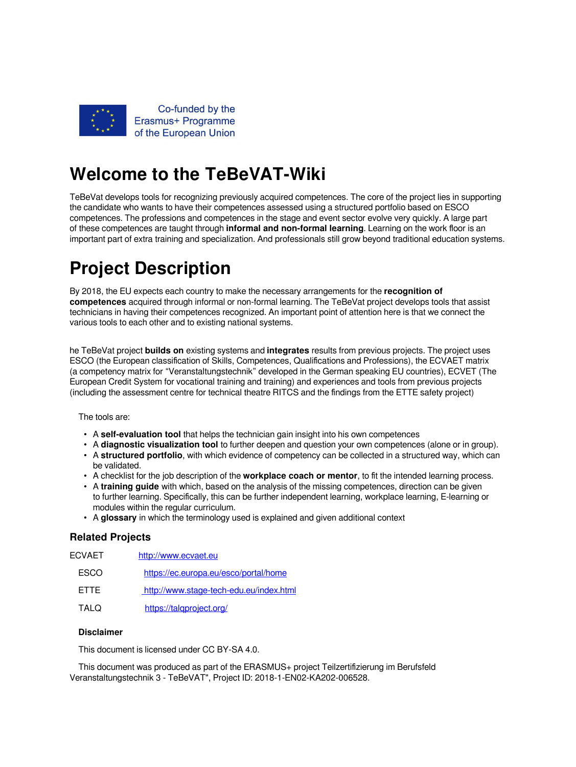Co-funded by the Erasmus+ Programme of the European Union

# Welcome to the TeBeVAT-Wiki

TeBeVat develops tools for recognizing previously acquired competences. The core of the project lies in supporting the candidate who wants to have their competences assessed using a structured portfolio based on ESCO competences. The professions and competences in the stage and event sector evolve very quickly. A large part of these competences are taught through **informal and non-formal learning**. Learning on the work floor is an important part of extra training and specialization. And professionals still grow beyond traditional education systems.

# Project Description

By 2018, the EU expects each country to make the necessary arrangements for the **recognition of competences** acquired through informal or non-formal learning. The TeBeVat project develops tools that assist technicians in having their competences recognized. An important point of attention here is that we connect the various tools to each other and to existing national systems.

he TeBeVat project **builds on** existing systems and **integrates** results from previous projects. The project uses ESCO (the European classification of Skills, Competences, Qualifications and Professions), the ECVAET matrix (a competency matrix for "Veranstaltungstechnik" developed in the German speaking EU countries), ECVET (The European Credit System for vocational training and training) and experiences and tools from previous projects (including the assessment centre for technical theatre RITCS and the findings from the ETTE safety project)

The tools are:

- A **self-evaluation tool** that helps the technician gain insight into his own competences
- A **diagnostic visualization tool** to further deepen and question your own competences (alone or in group).
- A **structured portfolio**, with which evidence of competency can be collected in a structured way, which can be validated.
- A checklist for the job description of the **workplace coach or mentor**, to fit the intended learning process.
- A **training guide** with which, based on the analysis of the missing competences, direction can be given to further learning. Specifically, this can be further independent learning, workplace learning, E-learning or modules within the regular curriculum.
- A **glossary** in which the terminology used is explained and given additional context

### Related Projects

| | |
|---|---|
| ECVAET | http://www.ecvaet.eu |
| ESCO | https://ec.europa.eu/esco/portal/home |
| ETTE | http://www.stage-tech-edu.eu/index.html |
| TALQ | https://talqproject.org/ |

**Disclaimer**

This document is licensed under CC BY-SA 4.0.

This document was produced as part of the ERASMUS+ project Teilzertifizierung im Berufsfeld Veranstaltungstechnik 3 - TeBeVAT", Project ID: 2018-1-EN02-KA202-006528.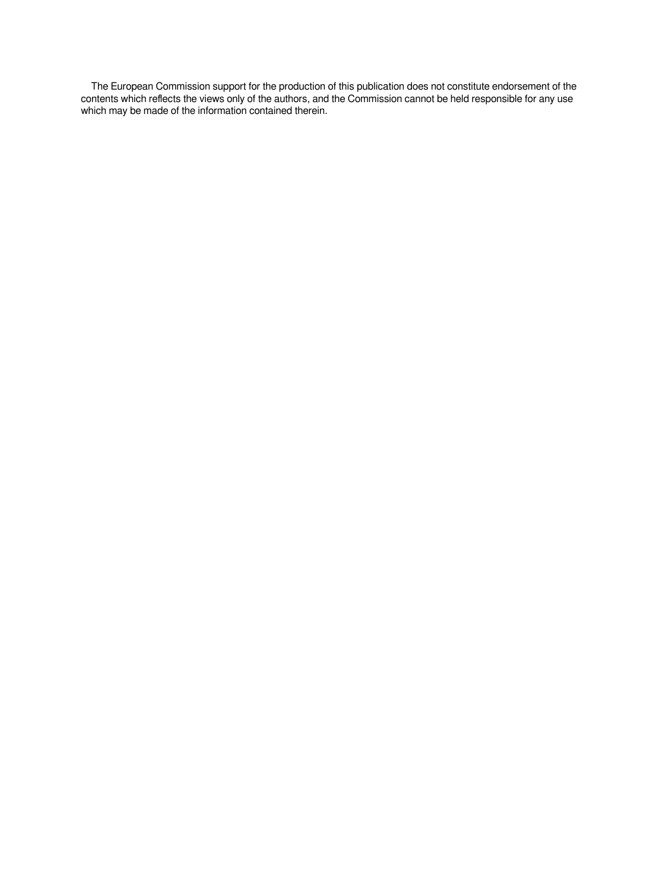The European Commission support for the production of this publication does not constitute endorsement of the contents which reflects the views only of the authors, and the Commission cannot be held responsible for any use which may be made of the information contained therein.